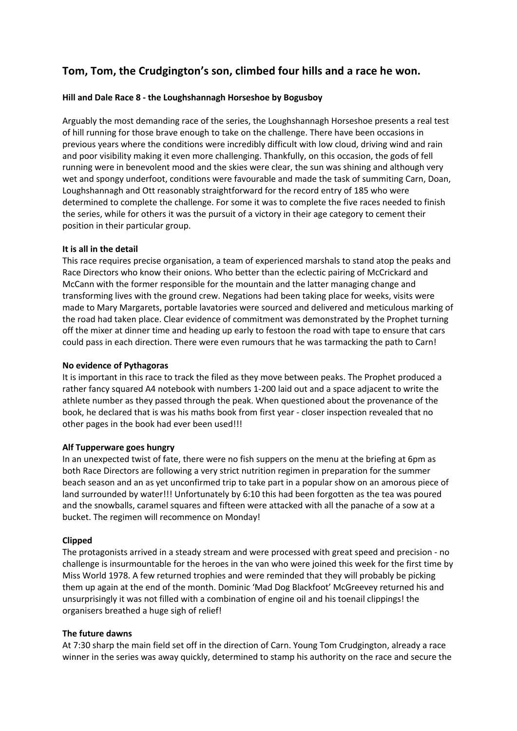## Tom, Tom, the Crudgington's son, climbed four hills and a race he won.

**Hill and Dale Race 8 - the Loughshannagh Horseshoe by Bogusboy**

Arguably the most demanding race of the series, the Loughshannagh Horseshoe presents a real test of hill running for those brave enough to take on the challenge. There have been occasions in previous years where the conditions were incredibly difficult with low cloud, driving wind and rain and poor visibility making it even more challenging. Thankfully, on this occasion, the gods of fell running were in benevolent mood and the skies were clear, the sun was shining and although very wet and spongy underfoot, conditions were favourable and made the task of summiting Carn, Doan, Loughshannagh and Ott reasonably straightforward for the record entry of 185 who were determined to complete the challenge. For some it was to complete the five races needed to finish the series, while for others it was the pursuit of a victory in their age category to cement their position in their particular group.

**It is all in the detail**

This race requires precise organisation, a team of experienced marshals to stand atop the peaks and Race Directors who know their onions. Who better than the eclectic pairing of McCrickard and McCann with the former responsible for the mountain and the latter managing change and transforming lives with the ground crew. Negations had been taking place for weeks, visits were made to Mary Margarets, portable lavatories were sourced and delivered and meticulous marking of the road had taken place. Clear evidence of commitment was demonstrated by the Prophet turning off the mixer at dinner time and heading up early to festoon the road with tape to ensure that cars could pass in each direction. There were even rumours that he was tarmacking the path to Carn!

**No evidence of Pythagoras**

It is important in this race to track the filed as they move between peaks. The Prophet produced a rather fancy squared A4 notebook with numbers 1-200 laid out and a space adjacent to write the athlete number as they passed through the peak. When questioned about the provenance of the book, he declared that is was his maths book from first year - closer inspection revealed that no other pages in the book had ever been used!!!

**Alf Tupperware goes hungry**

In an unexpected twist of fate, there were no fish suppers on the menu at the briefing at 6pm as both Race Directors are following a very strict nutrition regimen in preparation for the summer beach season and an as yet unconfirmed trip to take part in a popular show on an amorous piece of land surrounded by water!!! Unfortunately by 6:10 this had been forgotten as the tea was poured and the snowballs, caramel squares and fifteen were attacked with all the panache of a sow at a bucket. The regimen will recommence on Monday!

**Clipped**

The protagonists arrived in a steady stream and were processed with great speed and precision - no challenge is insurmountable for the heroes in the van who were joined this week for the first time by Miss World 1978. A few returned trophies and were reminded that they will probably be picking them up again at the end of the month. Dominic 'Mad Dog Blackfoot' McGreevey returned his and unsurprisingly it was not filled with a combination of engine oil and his toenail clippings! the organisers breathed a huge sigh of relief!

**The future dawns**

At 7:30 sharp the main field set off in the direction of Carn. Young Tom Crudgington, already a race winner in the series was away quickly, determined to stamp his authority on the race and secure the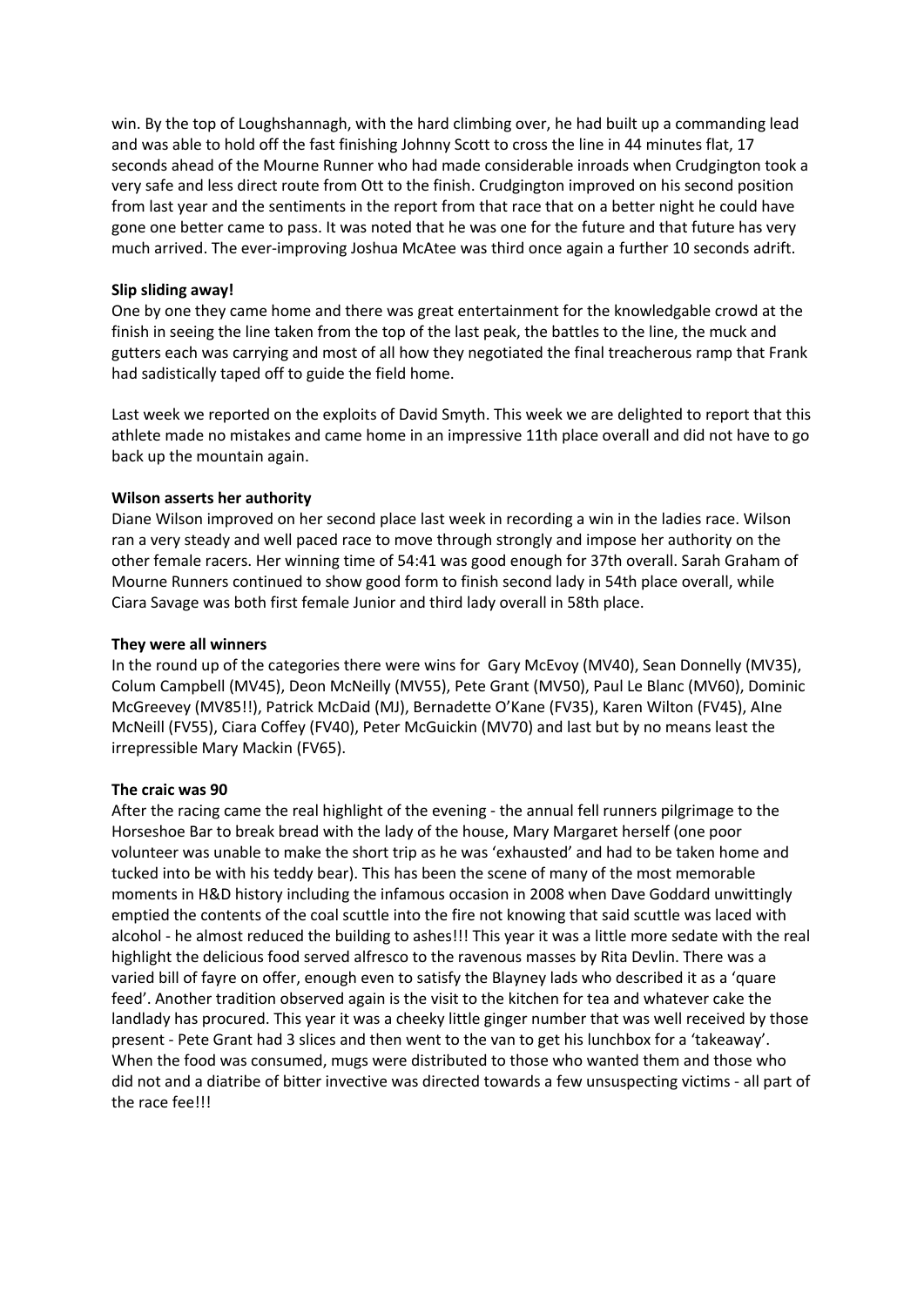win. By the top of Loughshannagh, with the hard climbing over, he had built up a commanding lead and was able to hold off the fast finishing Johnny Scott to cross the line in 44 minutes flat, 17 seconds ahead of the Mourne Runner who had made considerable inroads when Crudgington took a very safe and less direct route from Ott to the finish. Crudgington improved on his second position from last year and the sentiments in the report from that race that on a better night he could have gone one better came to pass. It was noted that he was one for the future and that future has very much arrived. The ever-improving Joshua McAtee was third once again a further 10 seconds adrift.

**Slip sliding away!**

One by one they came home and there was great entertainment for the knowledgable crowd at the finish in seeing the line taken from the top of the last peak, the battles to the line, the muck and gutters each was carrying and most of all how they negotiated the final treacherous ramp that Frank had sadistically taped off to guide the field home.

Last week we reported on the exploits of David Smyth. This week we are delighted to report that this athlete made no mistakes and came home in an impressive 11th place overall and did not have to go back up the mountain again.

**Wilson asserts her authority**

Diane Wilson improved on her second place last week in recording a win in the ladies race. Wilson ran a very steady and well paced race to move through strongly and impose her authority on the other female racers. Her winning time of 54:41 was good enough for 37th overall. Sarah Graham of Mourne Runners continued to show good form to finish second lady in 54th place overall, while Ciara Savage was both first female Junior and third lady overall in 58th place.

**They were all winners**

In the round up of the categories there were wins for Gary McEvoy (MV40), Sean Donnelly (MV35), Colum Campbell (MV45), Deon McNeilly (MV55), Pete Grant (MV50), Paul Le Blanc (MV60), Dominic McGreevey (MV85!!), Patrick McDaid (MJ), Bernadette O'Kane (FV35), Karen Wilton (FV45), AIne McNeill (FV55), Ciara Coffey (FV40), Peter McGuickin (MV70) and last but by no means least the irrepressible Mary Mackin (FV65).

**The craic was 90**

After the racing came the real highlight of the evening - the annual fell runners pilgrimage to the Horseshoe Bar to break bread with the lady of the house, Mary Margaret herself (one poor volunteer was unable to make the short trip as he was 'exhausted' and had to be taken home and tucked into be with his teddy bear). This has been the scene of many of the most memorable moments in H&D history including the infamous occasion in 2008 when Dave Goddard unwittingly emptied the contents of the coal scuttle into the fire not knowing that said scuttle was laced with alcohol - he almost reduced the building to ashes!!! This year it was a little more sedate with the real highlight the delicious food served alfresco to the ravenous masses by Rita Devlin. There was a varied bill of fayre on offer, enough even to satisfy the Blayney lads who described it as a 'quare feed'. Another tradition observed again is the visit to the kitchen for tea and whatever cake the landlady has procured. This year it was a cheeky little ginger number that was well received by those present - Pete Grant had 3 slices and then went to the van to get his lunchbox for a 'takeaway'. When the food was consumed, mugs were distributed to those who wanted them and those who did not and a diatribe of bitter invective was directed towards a few unsuspecting victims - all part of the race fee!!!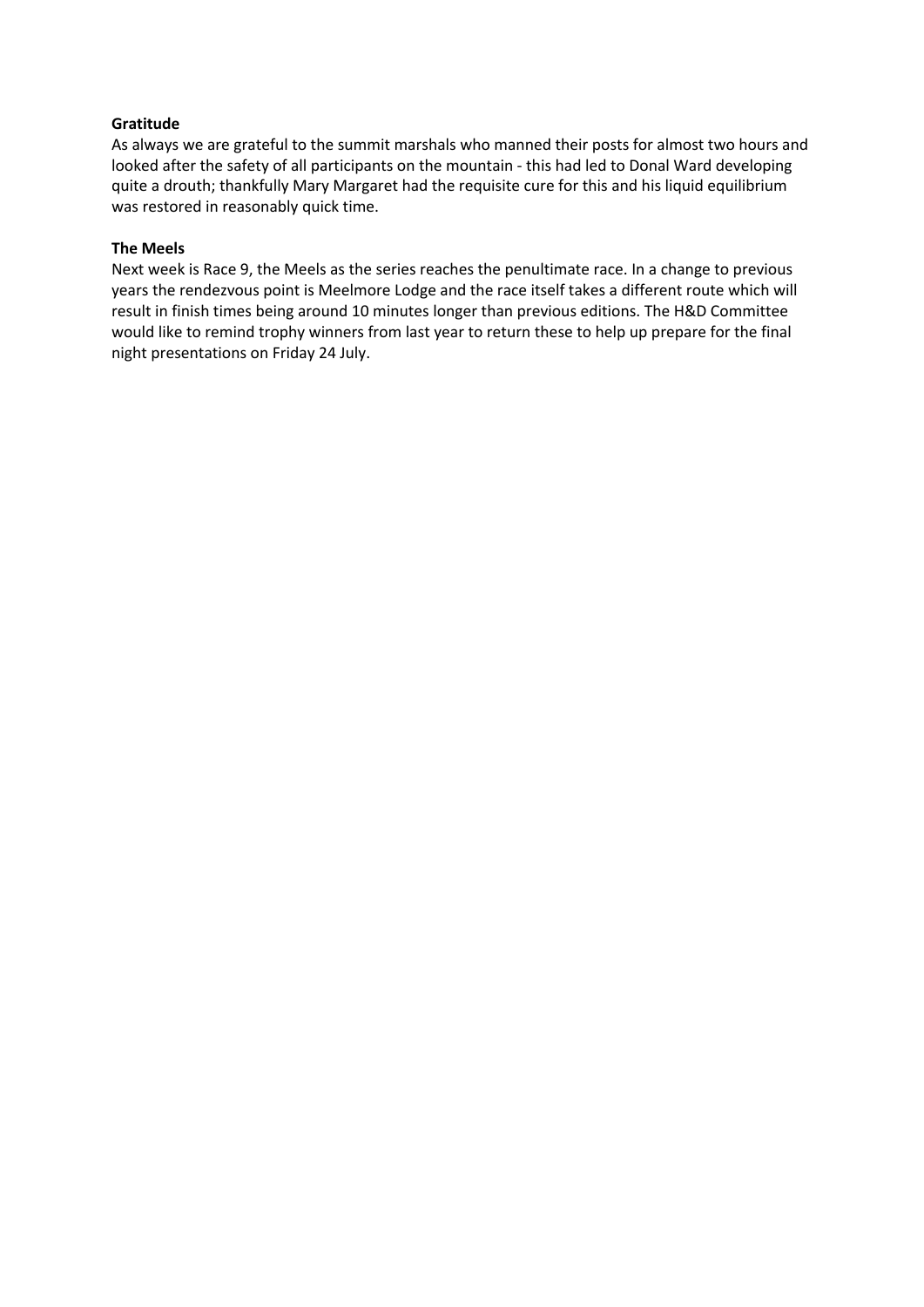**Gratitude**

As always we are grateful to the summit marshals who manned their posts for almost two hours and looked after the safety of all participants on the mountain - this had led to Donal Ward developing quite a drouth; thankfully Mary Margaret had the requisite cure for this and his liquid equilibrium was restored in reasonably quick time.

**The Meels**

Next week is Race 9, the Meels as the series reaches the penultimate race. In a change to previous years the rendezvous point is Meelmore Lodge and the race itself takes a different route which will result in finish times being around 10 minutes longer than previous editions. The H&D Committee would like to remind trophy winners from last year to return these to help up prepare for the final night presentations on Friday 24 July.